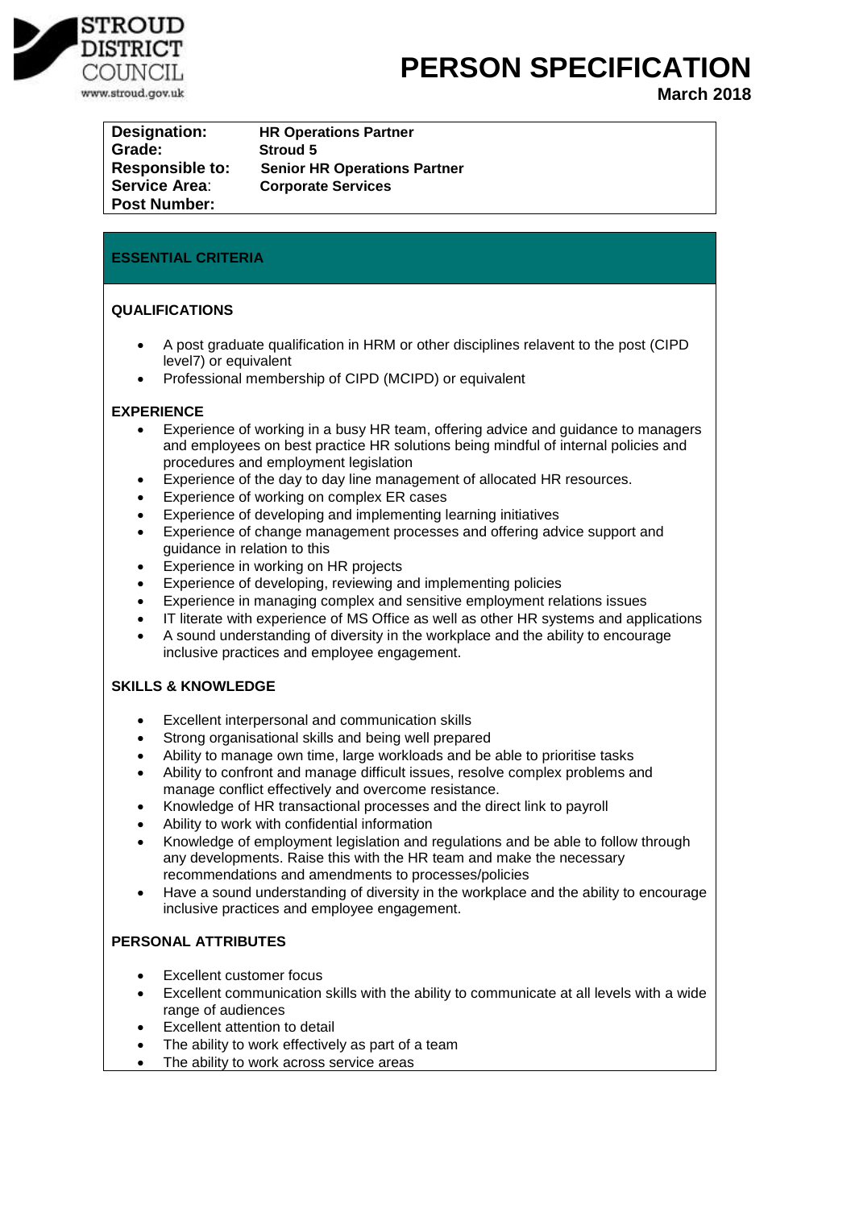STROUD DISTRICT COUNCIL
www.stroud.gov.uk

# PERSON SPECIFICATION

**March 2018**

| | |
|---|---|
| **Designation:** | **HR Operations Partner** |
| **Grade:** | **Stroud 5** |
| **Responsible to:** | **Senior HR Operations Partner** |
| **Service Area:** | **Corporate Services** |
| **Post Number:** | |

## ESSENTIAL CRITERIA

### QUALIFICATIONS

- A post graduate qualification in HRM or other disciplines relavent to the post (CIPD level7) or equivalent
- Professional membership of CIPD (MCIPD) or equivalent

### EXPERIENCE

- Experience of working in a busy HR team, offering advice and guidance to managers and employees on best practice HR solutions being mindful of internal policies and procedures and employment legislation
- Experience of the day to day line management of allocated HR resources.
- Experience of working on complex ER cases
- Experience of developing and implementing learning initiatives
- Experience of change management processes and offering advice support and guidance in relation to this
- Experience in working on HR projects
- Experience of developing, reviewing and implementing policies
- Experience in managing complex and sensitive employment relations issues
- IT literate with experience of MS Office as well as other HR systems and applications
- A sound understanding of diversity in the workplace and the ability to encourage inclusive practices and employee engagement.

### SKILLS & KNOWLEDGE

- Excellent interpersonal and communication skills
- Strong organisational skills and being well prepared
- Ability to manage own time, large workloads and be able to prioritise tasks
- Ability to confront and manage difficult issues, resolve complex problems and manage conflict effectively and overcome resistance.
- Knowledge of HR transactional processes and the direct link to payroll
- Ability to work with confidential information
- Knowledge of employment legislation and regulations and be able to follow through any developments. Raise this with the HR team and make the necessary recommendations and amendments to processes/policies
- Have a sound understanding of diversity in the workplace and the ability to encourage inclusive practices and employee engagement.

### PERSONAL ATTRIBUTES

- Excellent customer focus
- Excellent communication skills with the ability to communicate at all levels with a wide range of audiences
- Excellent attention to detail
- The ability to work effectively as part of a team
- The ability to work across service areas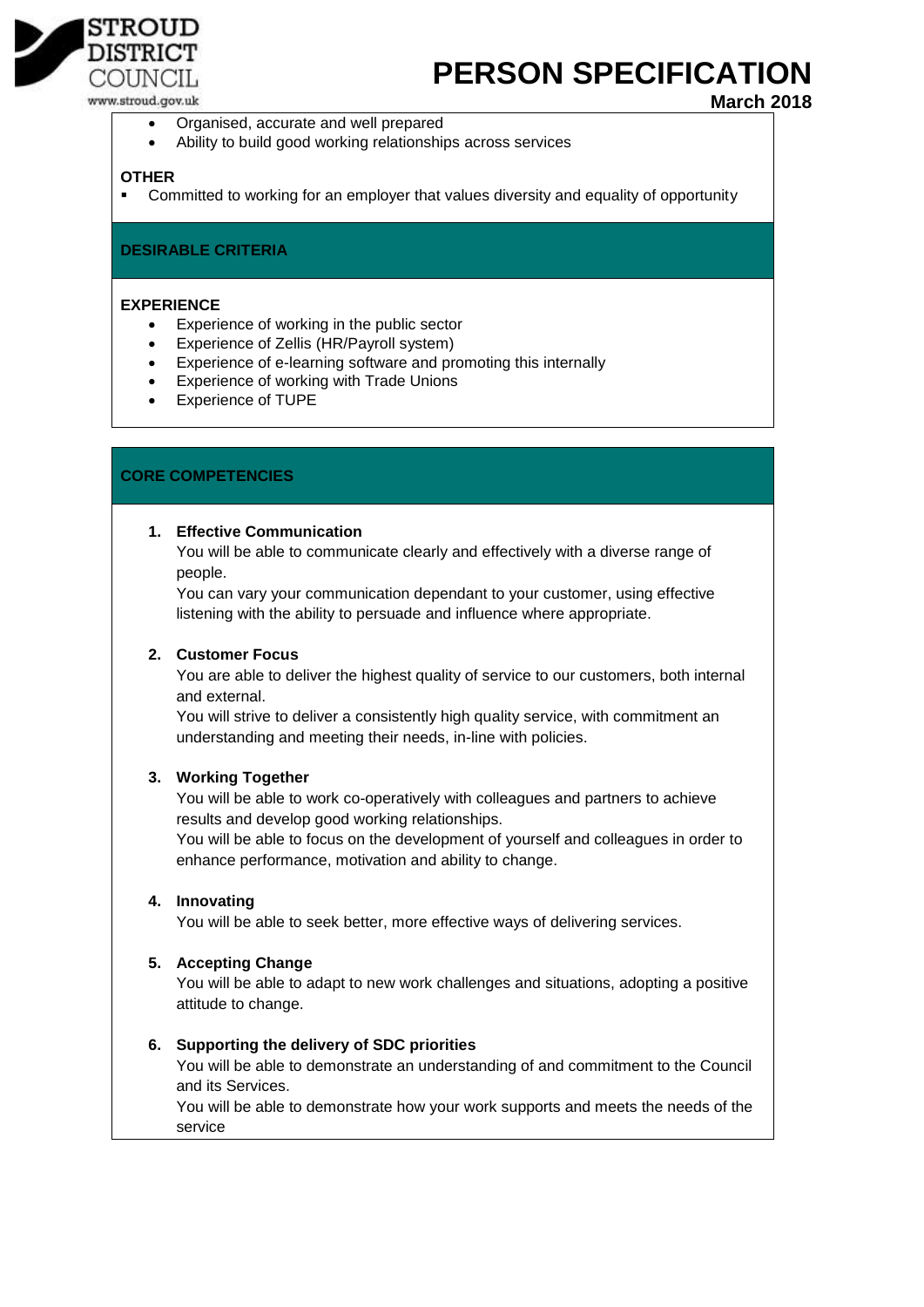- Organised, accurate and well prepared
- Ability to build good working relationships across services

**OTHER**

- Committed to working for an employer that values diversity and equality of opportunity

## DESIRABLE CRITERIA

**EXPERIENCE**

- Experience of working in the public sector
- Experience of Zellis (HR/Payroll system)
- Experience of e-learning software and promoting this internally
- Experience of working with Trade Unions
- Experience of TUPE

## CORE COMPETENCIES

1. **Effective Communication**
   You will be able to communicate clearly and effectively with a diverse range of people.
   You can vary your communication dependant to your customer, using effective listening with the ability to persuade and influence where appropriate.

2. **Customer Focus**
   You are able to deliver the highest quality of service to our customers, both internal and external.
   You will strive to deliver a consistently high quality service, with commitment an understanding and meeting their needs, in-line with policies.

3. **Working Together**
   You will be able to work co-operatively with colleagues and partners to achieve results and develop good working relationships.
   You will be able to focus on the development of yourself and colleagues in order to enhance performance, motivation and ability to change.

4. **Innovating**
   You will be able to seek better, more effective ways of delivering services.

5. **Accepting Change**
   You will be able to adapt to new work challenges and situations, adopting a positive attitude to change.

6. **Supporting the delivery of SDC priorities**
   You will be able to demonstrate an understanding of and commitment to the Council and its Services.
   You will be able to demonstrate how your work supports and meets the needs of the service